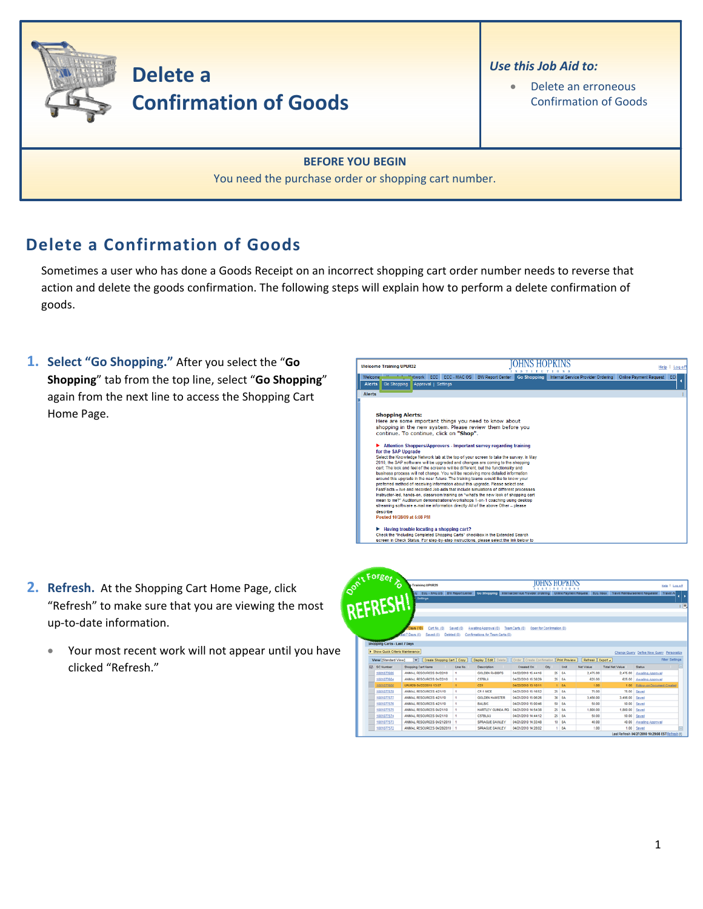# Delete a Confirmation of Goods

***Use this Job Aid to:***

- Delete an erroneous Confirmation of Goods

**BEFORE YOU BEGIN**

You need the purchase order or shopping cart number.

## Delete a Confirmation of Goods

Sometimes a user who has done a Goods Receipt on an incorrect shopping cart order number needs to reverse that action and delete the goods confirmation. The following steps will explain how to perform a delete confirmation of goods.

1. **Select "Go Shopping."** After you select the "**Go Shopping**" tab from the top line, select "**Go Shopping**" again from the next line to access the Shopping Cart Home Page.

2. **Refresh.** At the Shopping Cart Home Page, click "Refresh" to make sure that you are viewing the most up-to-date information.
   - Your most recent work will not appear until you have clicked "Refresh."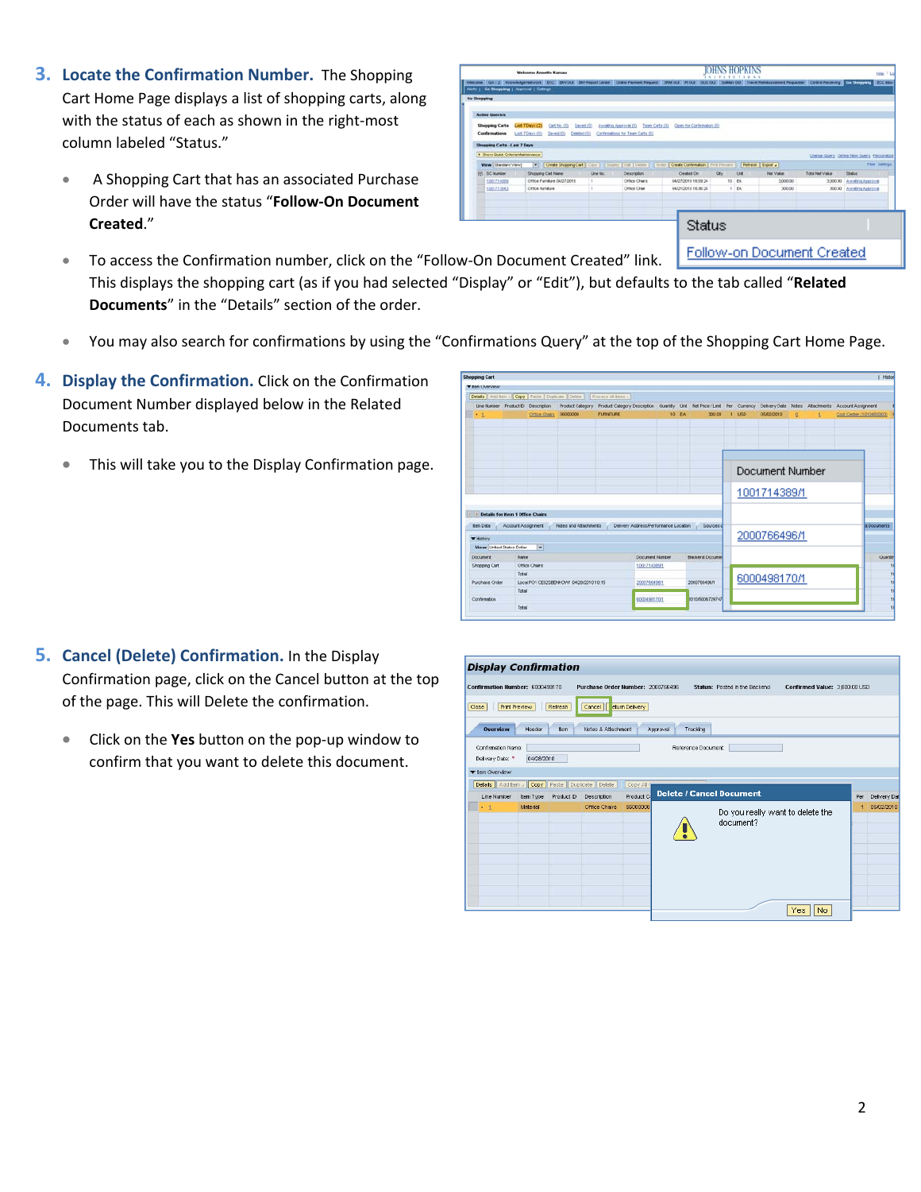3. **Locate the Confirmation Number.** The Shopping Cart Home Page displays a list of shopping carts, along with the status of each as shown in the right-most column labeled "Status."

   - A Shopping Cart that has an associated Purchase Order will have the status "**Follow-On Document Created**."
   - To access the Confirmation number, click on the "Follow-On Document Created" link. This displays the shopping cart (as if you had selected "Display" or "Edit"), but defaults to the tab called "**Related Documents**" in the "Details" section of the order.
   - You may also search for confirmations by using the "Confirmations Query" at the top of the Shopping Cart Home Page.

4. **Display the Confirmation.** Click on the Confirmation Document Number displayed below in the Related Documents tab.

   - This will take you to the Display Confirmation page.

5. **Cancel (Delete) Confirmation.** In the Display Confirmation page, click on the Cancel button at the top of the page. This will Delete the confirmation.

   - Click on the **Yes** button on the pop-up window to confirm that you want to delete this document.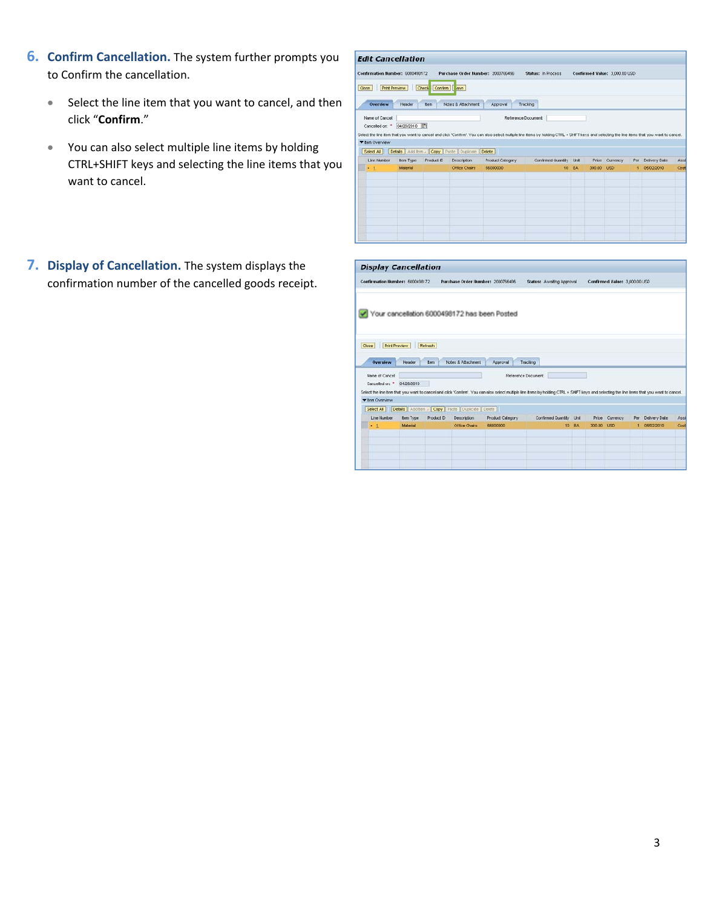6. **Confirm Cancellation.** The system further prompts you to Confirm the cancellation.

   - Select the line item that you want to cancel, and then click "**Confirm**."
   - You can also select multiple line items by holding CTRL+SHIFT keys and selecting the line items that you want to cancel.

7. **Display of Cancellation.** The system displays the confirmation number of the cancelled goods receipt.